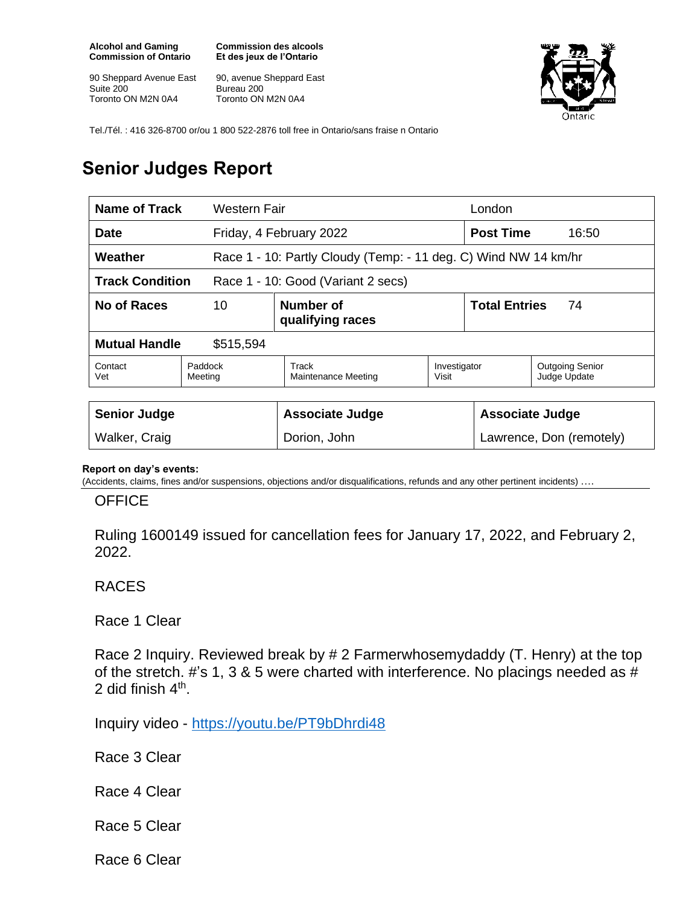**Alcohol and Gaming Commission of Ontario**

90 Sheppard Avenue East
Suite 200
Toronto ON M2N 0A4

**Commission des alcools Et des jeux de l'Ontario**

90, avenue Sheppard East
Bureau 200
Toronto ON M2N 0A4

Tel./Tél. : 416 326-8700 or/ou 1 800 522-2876 toll free in Ontario/sans fraise n Ontario

# Senior Judges Report

| **Name of Track** | Western Fair | | London | |
|---|---|---|---|---|
| **Date** | Friday, 4 February 2022 | | **Post Time** | 16:50 |
| **Weather** | Race 1 - 10: Partly Cloudy (Temp: - 11 deg. C) Wind NW 14 km/hr | | | |
| **Track Condition** | Race 1 - 10: Good (Variant 2 secs) | | | |
| **No of Races** | 10 | **Number of qualifying races** | **Total Entries** | 74 |
| **Mutual Handle** | $515,594 | | | |

| Contact Vet | Paddock Meeting | Track Maintenance Meeting | Investigator Visit | Outgoing Senior Judge Update |
|---|---|---|---|---|

| **Senior Judge** | **Associate Judge** | **Associate Judge** |
|---|---|---|
| Walker, Craig | Dorion, John | Lawrence, Don (remotely) |

**Report on day's events:**
(Accidents, claims, fines and/or suspensions, objections and/or disqualifications, refunds and any other pertinent incidents) ….

OFFICE

Ruling 1600149 issued for cancellation fees for January 17, 2022, and February 2, 2022.

RACES

Race 1 Clear

Race 2 Inquiry. Reviewed break by # 2 Farmerwhosemydaddy (T. Henry) at the top of the stretch. #'s 1, 3 & 5 were charted with interference. No placings needed as # 2 did finish 4th.

Inquiry video - https://youtu.be/PT9bDhrdi48

Race 3 Clear

Race 4 Clear

Race 5 Clear

Race 6 Clear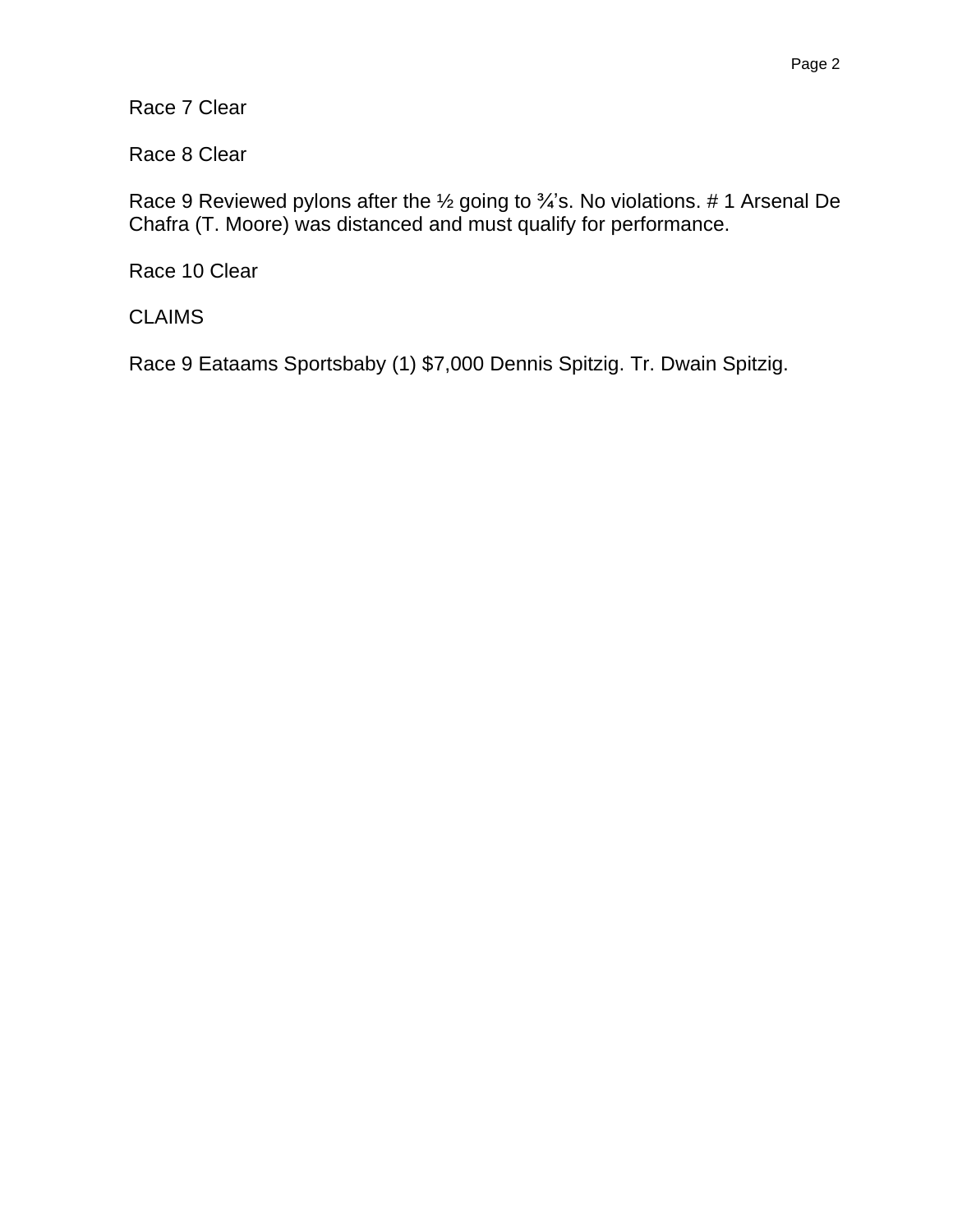Race 7 Clear

Race 8 Clear

Race 9 Reviewed pylons after the ½ going to ¾'s. No violations. # 1 Arsenal De Chafra (T. Moore) was distanced and must qualify for performance.

Race 10 Clear

CLAIMS

Race 9 Eataams Sportsbaby (1) $7,000 Dennis Spitzig. Tr. Dwain Spitzig.